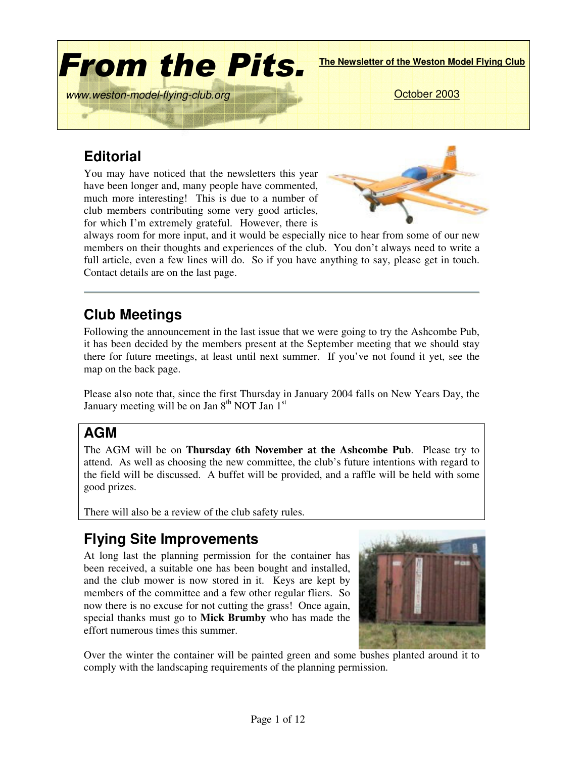# From the Pits.

**The Newsletter of the Weston Model Flying Club**

*www.weston-model-flying-club.org*

October 2003

## Editorial

You may have noticed that the newsletters this year have been longer and, many people have commented, much more interesting! This is due to a number of club members contributing some very good articles, for which I'm extremely grateful. However, there is always room for more input, and it would be especially nice to hear from some of our new members on their thoughts and experiences of the club. You don't always need to write a full article, even a few lines will do. So if you have anything to say, please get in touch. Contact details are on the last page.

---

## Club Meetings

Following the announcement in the last issue that we were going to try the Ashcombe Pub, it has been decided by the members present at the September meeting that we should stay there for future meetings, at least until next summer. If you've not found it yet, see the map on the back page.

Please also note that, since the first Thursday in January 2004 falls on New Years Day, the January meeting will be on Jan 8th NOT Jan 1st

## AGM

The AGM will be on **Thursday 6th November at the Ashcombe Pub**. Please try to attend. As well as choosing the new committee, the club's future intentions with regard to the field will be discussed. A buffet will be provided, and a raffle will be held with some good prizes.

There will also be a review of the club safety rules.

## Flying Site Improvements

At long last the planning permission for the container has been received, a suitable one has been bought and installed, and the club mower is now stored in it. Keys are kept by members of the committee and a few other regular fliers. So now there is no excuse for not cutting the grass! Once again, special thanks must go to **Mick Brumby** who has made the effort numerous times this summer.

Over the winter the container will be painted green and some bushes planted around it to comply with the landscaping requirements of the planning permission.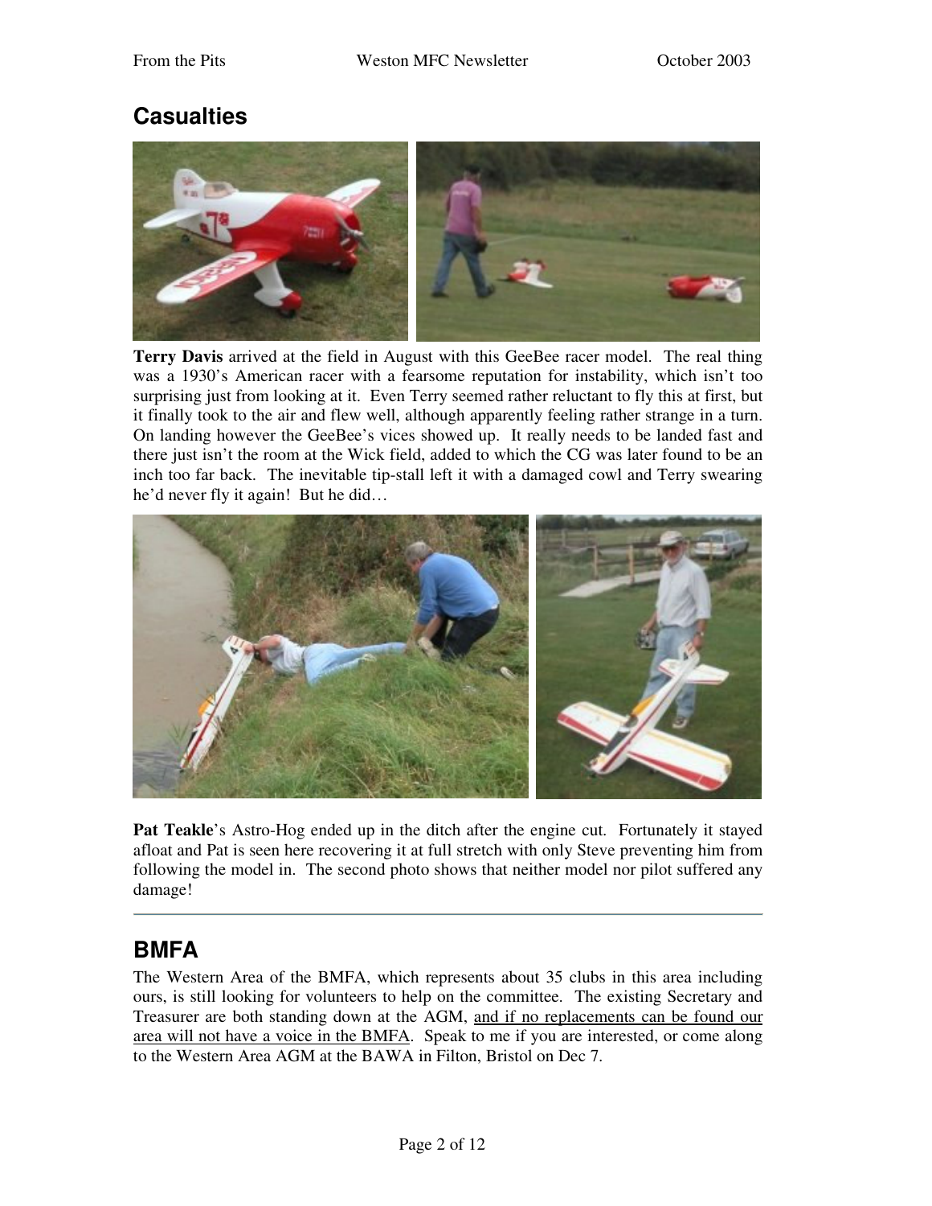## Casualties

**Terry Davis** arrived at the field in August with this GeeBee racer model. The real thing was a 1930's American racer with a fearsome reputation for instability, which isn't too surprising just from looking at it. Even Terry seemed rather reluctant to fly this at first, but it finally took to the air and flew well, although apparently feeling rather strange in a turn. On landing however the GeeBee's vices showed up. It really needs to be landed fast and there just isn't the room at the Wick field, added to which the CG was later found to be an inch too far back. The inevitable tip-stall left it with a damaged cowl and Terry swearing he'd never fly it again! But he did…

**Pat Teakle**'s Astro-Hog ended up in the ditch after the engine cut. Fortunately it stayed afloat and Pat is seen here recovering it at full stretch with only Steve preventing him from following the model in. The second photo shows that neither model nor pilot suffered any damage!

---

## BMFA

The Western Area of the BMFA, which represents about 35 clubs in this area including ours, is still looking for volunteers to help on the committee. The existing Secretary and Treasurer are both standing down at the AGM, <u>and if no replacements can be found our area will not have a voice in the BMFA</u>. Speak to me if you are interested, or come along to the Western Area AGM at the BAWA in Filton, Bristol on Dec 7.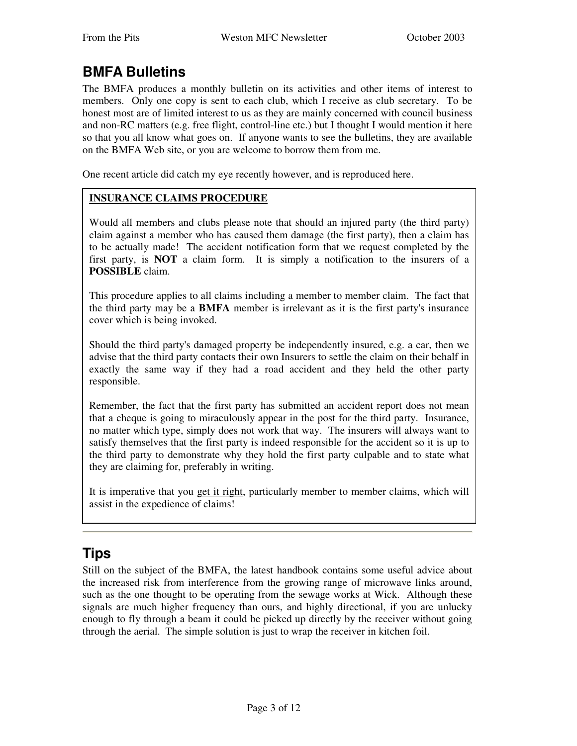## BMFA Bulletins

The BMFA produces a monthly bulletin on its activities and other items of interest to members. Only one copy is sent to each club, which I receive as club secretary. To be honest most are of limited interest to us as they are mainly concerned with council business and non-RC matters (e.g. free flight, control-line etc.) but I thought I would mention it here so that you all know what goes on. If anyone wants to see the bulletins, they are available on the BMFA Web site, or you are welcome to borrow them from me.

One recent article did catch my eye recently however, and is reproduced here.

> **INSURANCE CLAIMS PROCEDURE**
>
> Would all members and clubs please note that should an injured party (the third party) claim against a member who has caused them damage (the first party), then a claim has to be actually made! The accident notification form that we request completed by the first party, is **NOT** a claim form. It is simply a notification to the insurers of a **POSSIBLE** claim.
>
> This procedure applies to all claims including a member to member claim. The fact that the third party may be a **BMFA** member is irrelevant as it is the first party's insurance cover which is being invoked.
>
> Should the third party's damaged property be independently insured, e.g. a car, then we advise that the third party contacts their own Insurers to settle the claim on their behalf in exactly the same way if they had a road accident and they held the other party responsible.
>
> Remember, the fact that the first party has submitted an accident report does not mean that a cheque is going to miraculously appear in the post for the third party. Insurance, no matter which type, simply does not work that way. The insurers will always want to satisfy themselves that the first party is indeed responsible for the accident so it is up to the third party to demonstrate why they hold the first party culpable and to state what they are claiming for, preferably in writing.
>
> It is imperative that you <u>get it right</u>, particularly member to member claims, which will assist in the expedience of claims!

## Tips

Still on the subject of the BMFA, the latest handbook contains some useful advice about the increased risk from interference from the growing range of microwave links around, such as the one thought to be operating from the sewage works at Wick. Although these signals are much higher frequency than ours, and highly directional, if you are unlucky enough to fly through a beam it could be picked up directly by the receiver without going through the aerial. The simple solution is just to wrap the receiver in kitchen foil.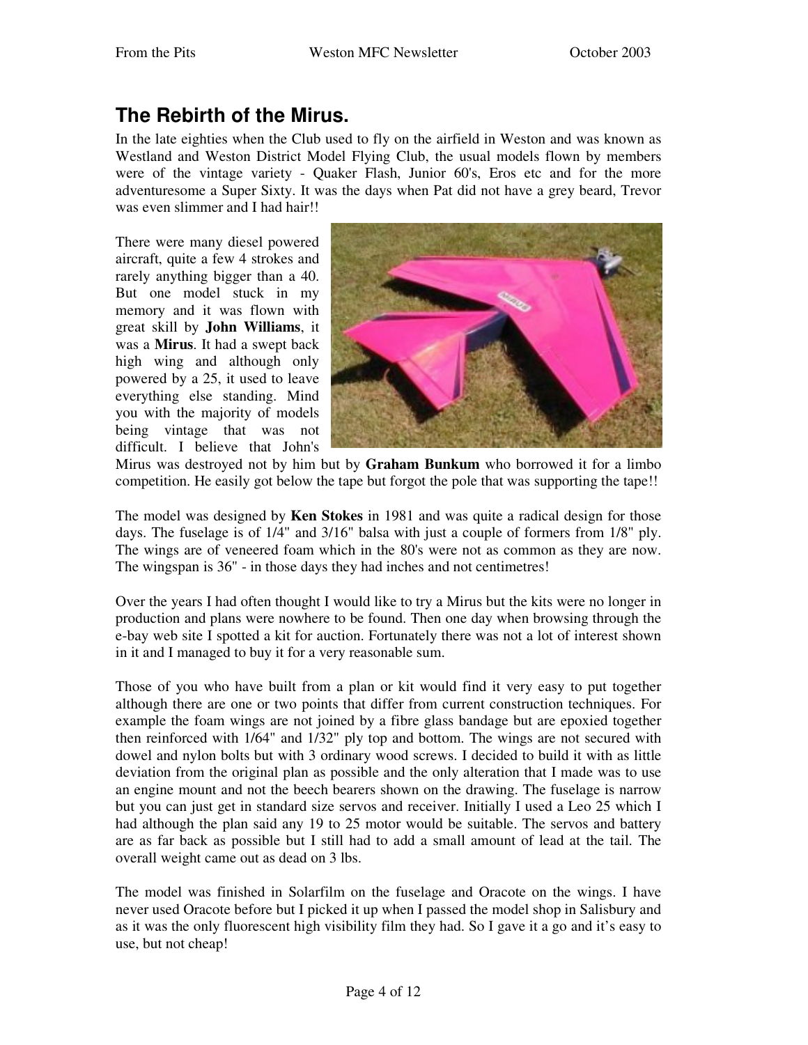## The Rebirth of the Mirus.

In the late eighties when the Club used to fly on the airfield in Weston and was known as Westland and Weston District Model Flying Club, the usual models flown by members were of the vintage variety - Quaker Flash, Junior 60's, Eros etc and for the more adventuresome a Super Sixty. It was the days when Pat did not have a grey beard, Trevor was even slimmer and I had hair!!

There were many diesel powered aircraft, quite a few 4 strokes and rarely anything bigger than a 40. But one model stuck in my memory and it was flown with great skill by **John Williams**, it was a **Mirus**. It had a swept back high wing and although only powered by a 25, it used to leave everything else standing. Mind you with the majority of models being vintage that was not difficult. I believe that John's Mirus was destroyed not by him but by **Graham Bunkum** who borrowed it for a limbo competition. He easily got below the tape but forgot the pole that was supporting the tape!!

The model was designed by **Ken Stokes** in 1981 and was quite a radical design for those days. The fuselage is of 1/4" and 3/16" balsa with just a couple of formers from 1/8" ply. The wings are of veneered foam which in the 80's were not as common as they are now. The wingspan is 36" - in those days they had inches and not centimetres!

Over the years I had often thought I would like to try a Mirus but the kits were no longer in production and plans were nowhere to be found. Then one day when browsing through the e-bay web site I spotted a kit for auction. Fortunately there was not a lot of interest shown in it and I managed to buy it for a very reasonable sum.

Those of you who have built from a plan or kit would find it very easy to put together although there are one or two points that differ from current construction techniques. For example the foam wings are not joined by a fibre glass bandage but are epoxied together then reinforced with 1/64" and 1/32" ply top and bottom. The wings are not secured with dowel and nylon bolts but with 3 ordinary wood screws. I decided to build it with as little deviation from the original plan as possible and the only alteration that I made was to use an engine mount and not the beech bearers shown on the drawing. The fuselage is narrow but you can just get in standard size servos and receiver. Initially I used a Leo 25 which I had although the plan said any 19 to 25 motor would be suitable. The servos and battery are as far back as possible but I still had to add a small amount of lead at the tail. The overall weight came out as dead on 3 lbs.

The model was finished in Solarfilm on the fuselage and Oracote on the wings. I have never used Oracote before but I picked it up when I passed the model shop in Salisbury and as it was the only fluorescent high visibility film they had. So I gave it a go and it's easy to use, but not cheap!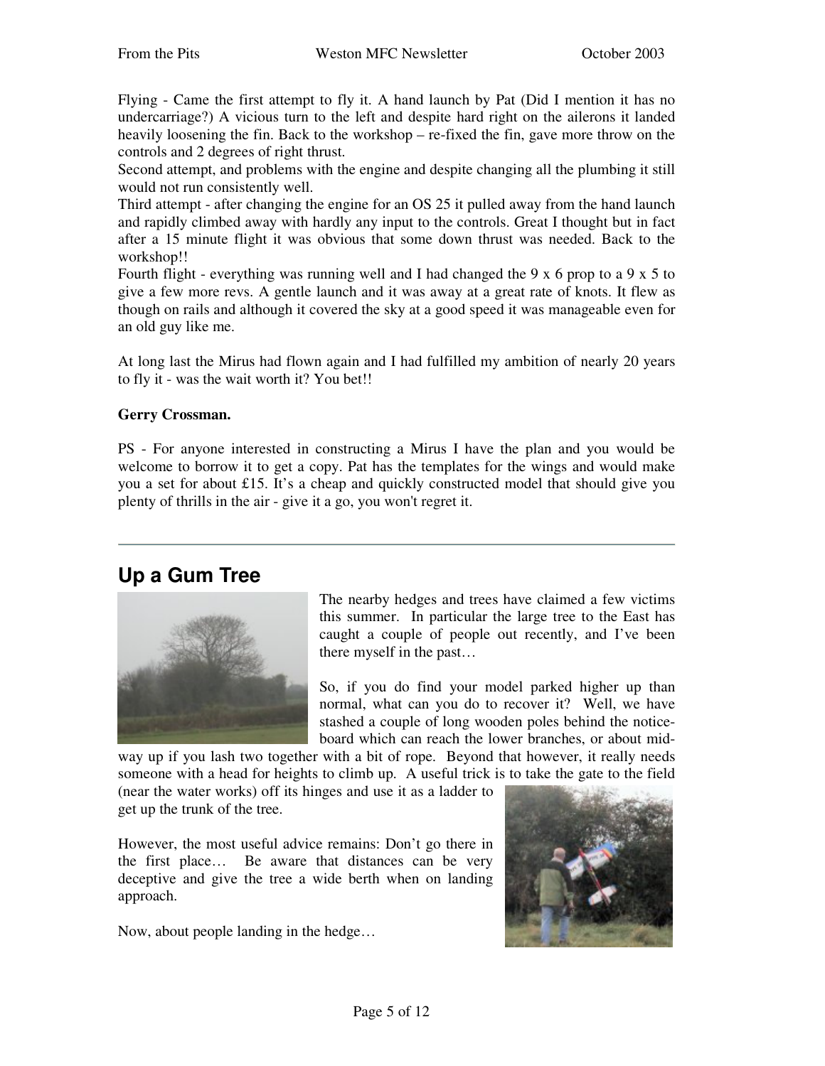Flying - Came the first attempt to fly it. A hand launch by Pat (Did I mention it has no undercarriage?) A vicious turn to the left and despite hard right on the ailerons it landed heavily loosening the fin. Back to the workshop – re-fixed the fin, gave more throw on the controls and 2 degrees of right thrust.

Second attempt, and problems with the engine and despite changing all the plumbing it still would not run consistently well.

Third attempt - after changing the engine for an OS 25 it pulled away from the hand launch and rapidly climbed away with hardly any input to the controls. Great I thought but in fact after a 15 minute flight it was obvious that some down thrust was needed. Back to the workshop!!

Fourth flight - everything was running well and I had changed the 9 x 6 prop to a 9 x 5 to give a few more revs. A gentle launch and it was away at a great rate of knots. It flew as though on rails and although it covered the sky at a good speed it was manageable even for an old guy like me.

At long last the Mirus had flown again and I had fulfilled my ambition of nearly 20 years to fly it - was the wait worth it? You bet!!

**Gerry Crossman.**

PS - For anyone interested in constructing a Mirus I have the plan and you would be welcome to borrow it to get a copy. Pat has the templates for the wings and would make you a set for about £15. It's a cheap and quickly constructed model that should give you plenty of thrills in the air - give it a go, you won't regret it.

---

## Up a Gum Tree

The nearby hedges and trees have claimed a few victims this summer. In particular the large tree to the East has caught a couple of people out recently, and I've been there myself in the past…

So, if you do find your model parked higher up than normal, what can you do to recover it? Well, we have stashed a couple of long wooden poles behind the notice-board which can reach the lower branches, or about mid-way up if you lash two together with a bit of rope. Beyond that however, it really needs someone with a head for heights to climb up. A useful trick is to take the gate to the field (near the water works) off its hinges and use it as a ladder to get up the trunk of the tree.

However, the most useful advice remains: Don't go there in the first place… Be aware that distances can be very deceptive and give the tree a wide berth when on landing approach.

Now, about people landing in the hedge…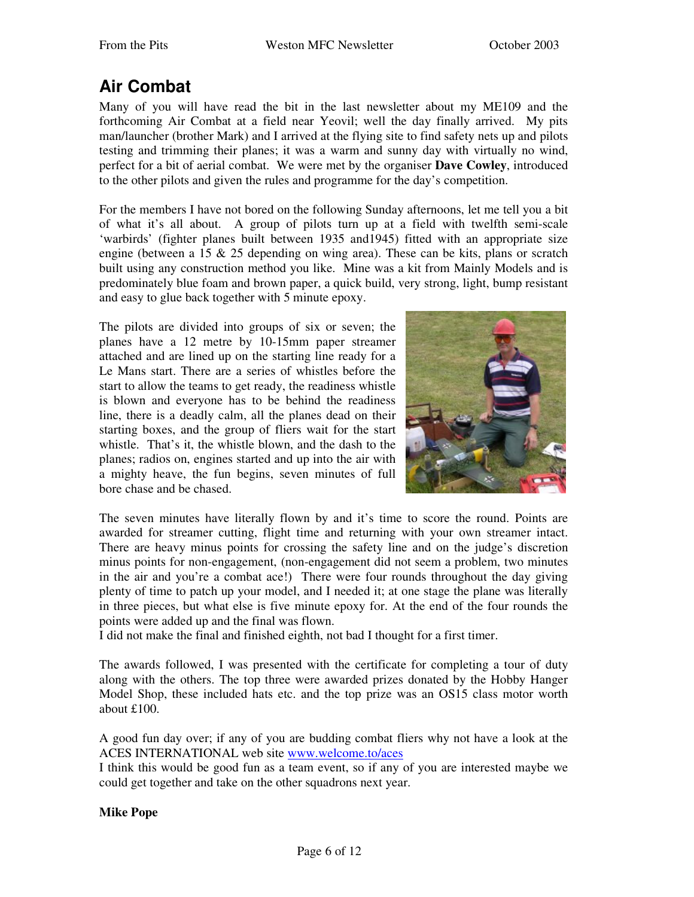## Air Combat

Many of you will have read the bit in the last newsletter about my ME109 and the forthcoming Air Combat at a field near Yeovil; well the day finally arrived. My pits man/launcher (brother Mark) and I arrived at the flying site to find safety nets up and pilots testing and trimming their planes; it was a warm and sunny day with virtually no wind, perfect for a bit of aerial combat. We were met by the organiser **Dave Cowley**, introduced to the other pilots and given the rules and programme for the day's competition.

For the members I have not bored on the following Sunday afternoons, let me tell you a bit of what it's all about. A group of pilots turn up at a field with twelfth semi-scale 'warbirds' (fighter planes built between 1935 and1945) fitted with an appropriate size engine (between a 15 & 25 depending on wing area). These can be kits, plans or scratch built using any construction method you like. Mine was a kit from Mainly Models and is predominately blue foam and brown paper, a quick build, very strong, light, bump resistant and easy to glue back together with 5 minute epoxy.

The pilots are divided into groups of six or seven; the planes have a 12 metre by 10-15mm paper streamer attached and are lined up on the starting line ready for a Le Mans start. There are a series of whistles before the start to allow the teams to get ready, the readiness whistle is blown and everyone has to be behind the readiness line, there is a deadly calm, all the planes dead on their starting boxes, and the group of fliers wait for the start whistle. That's it, the whistle blown, and the dash to the planes; radios on, engines started and up into the air with a mighty heave, the fun begins, seven minutes of full bore chase and be chased.

The seven minutes have literally flown by and it's time to score the round. Points are awarded for streamer cutting, flight time and returning with your own streamer intact. There are heavy minus points for crossing the safety line and on the judge's discretion minus points for non-engagement, (non-engagement did not seem a problem, two minutes in the air and you're a combat ace!) There were four rounds throughout the day giving plenty of time to patch up your model, and I needed it; at one stage the plane was literally in three pieces, but what else is five minute epoxy for. At the end of the four rounds the points were added up and the final was flown.
I did not make the final and finished eighth, not bad I thought for a first timer.

The awards followed, I was presented with the certificate for completing a tour of duty along with the others. The top three were awarded prizes donated by the Hobby Hanger Model Shop, these included hats etc. and the top prize was an OS15 class motor worth about £100.

A good fun day over; if any of you are budding combat fliers why not have a look at the ACES INTERNATIONAL web site www.welcome.to/aces
I think this would be good fun as a team event, so if any of you are interested maybe we could get together and take on the other squadrons next year.

**Mike Pope**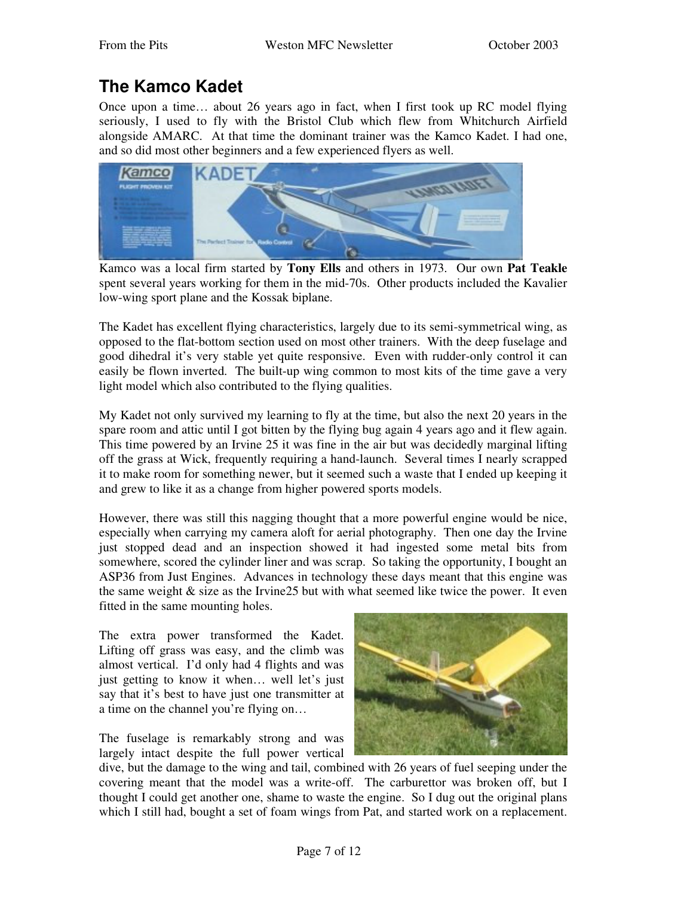## The Kamco Kadet

Once upon a time… about 26 years ago in fact, when I first took up RC model flying seriously, I used to fly with the Bristol Club which flew from Whitchurch Airfield alongside AMARC. At that time the dominant trainer was the Kamco Kadet. I had one, and so did most other beginners and a few experienced flyers as well.

Kamco was a local firm started by **Tony Ells** and others in 1973. Our own **Pat Teakle** spent several years working for them in the mid-70s. Other products included the Kavalier low-wing sport plane and the Kossak biplane.

The Kadet has excellent flying characteristics, largely due to its semi-symmetrical wing, as opposed to the flat-bottom section used on most other trainers. With the deep fuselage and good dihedral it's very stable yet quite responsive. Even with rudder-only control it can easily be flown inverted. The built-up wing common to most kits of the time gave a very light model which also contributed to the flying qualities.

My Kadet not only survived my learning to fly at the time, but also the next 20 years in the spare room and attic until I got bitten by the flying bug again 4 years ago and it flew again. This time powered by an Irvine 25 it was fine in the air but was decidedly marginal lifting off the grass at Wick, frequently requiring a hand-launch. Several times I nearly scrapped it to make room for something newer, but it seemed such a waste that I ended up keeping it and grew to like it as a change from higher powered sports models.

However, there was still this nagging thought that a more powerful engine would be nice, especially when carrying my camera aloft for aerial photography. Then one day the Irvine just stopped dead and an inspection showed it had ingested some metal bits from somewhere, scored the cylinder liner and was scrap. So taking the opportunity, I bought an ASP36 from Just Engines. Advances in technology these days meant that this engine was the same weight & size as the Irvine25 but with what seemed like twice the power. It even fitted in the same mounting holes.

The extra power transformed the Kadet. Lifting off grass was easy, and the climb was almost vertical. I'd only had 4 flights and was just getting to know it when… well let's just say that it's best to have just one transmitter at a time on the channel you're flying on…

The fuselage is remarkably strong and was largely intact despite the full power vertical dive, but the damage to the wing and tail, combined with 26 years of fuel seeping under the covering meant that the model was a write-off. The carburettor was broken off, but I thought I could get another one, shame to waste the engine. So I dug out the original plans which I still had, bought a set of foam wings from Pat, and started work on a replacement.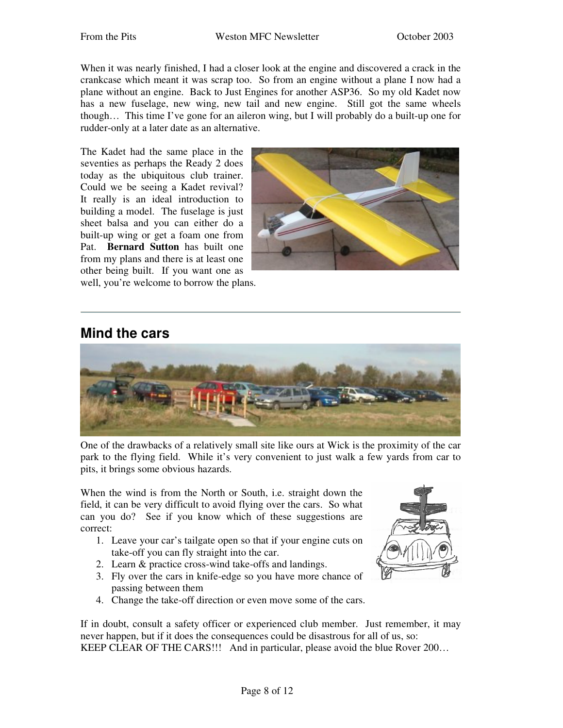When it was nearly finished, I had a closer look at the engine and discovered a crack in the crankcase which meant it was scrap too. So from an engine without a plane I now had a plane without an engine. Back to Just Engines for another ASP36. So my old Kadet now has a new fuselage, new wing, new tail and new engine. Still got the same wheels though… This time I've gone for an aileron wing, but I will probably do a built-up one for rudder-only at a later date as an alternative.

The Kadet had the same place in the seventies as perhaps the Ready 2 does today as the ubiquitous club trainer. Could we be seeing a Kadet revival? It really is an ideal introduction to building a model. The fuselage is just sheet balsa and you can either do a built-up wing or get a foam one from Pat. **Bernard Sutton** has built one from my plans and there is at least one other being built. If you want one as well, you're welcome to borrow the plans.

---

## Mind the cars

One of the drawbacks of a relatively small site like ours at Wick is the proximity of the car park to the flying field. While it's very convenient to just walk a few yards from car to pits, it brings some obvious hazards.

When the wind is from the North or South, i.e. straight down the field, it can be very difficult to avoid flying over the cars. So what can you do? See if you know which of these suggestions are correct:

1. Leave your car's tailgate open so that if your engine cuts on take-off you can fly straight into the car.
2. Learn & practice cross-wind take-offs and landings.
3. Fly over the cars in knife-edge so you have more chance of passing between them
4. Change the take-off direction or even move some of the cars.

If in doubt, consult a safety officer or experienced club member. Just remember, it may never happen, but if it does the consequences could be disastrous for all of us, so:
KEEP CLEAR OF THE CARS!!! And in particular, please avoid the blue Rover 200…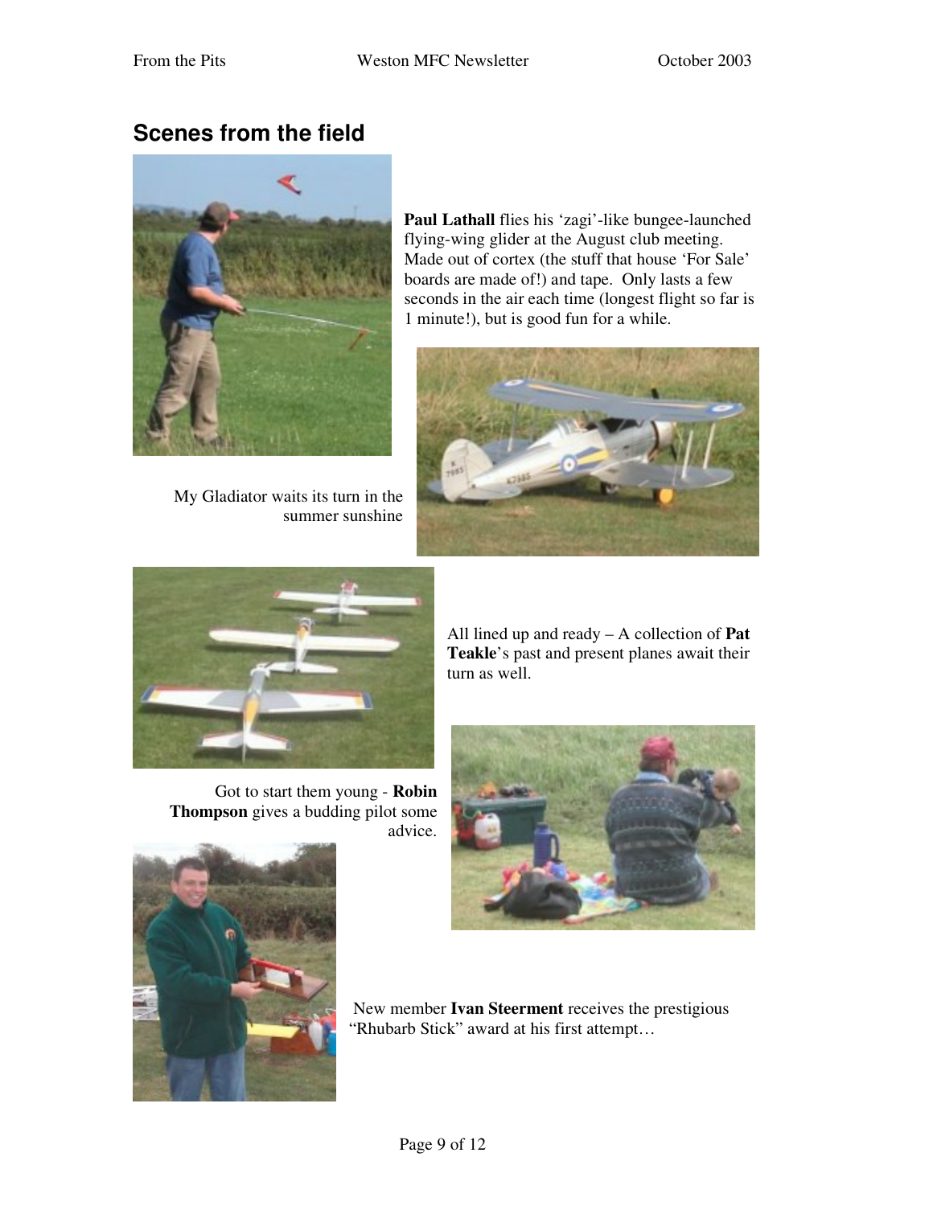## Scenes from the field

**Paul Lathall** flies his 'zagi'-like bungee-launched flying-wing glider at the August club meeting. Made out of cortex (the stuff that house 'For Sale' boards are made of!) and tape. Only lasts a few seconds in the air each time (longest flight so far is 1 minute!), but is good fun for a while.

My Gladiator waits its turn in the summer sunshine

All lined up and ready – A collection of **Pat Teakle**'s past and present planes await their turn as well.

Got to start them young - **Robin Thompson** gives a budding pilot some advice.

New member **Ivan Steerment** receives the prestigious "Rhubarb Stick" award at his first attempt…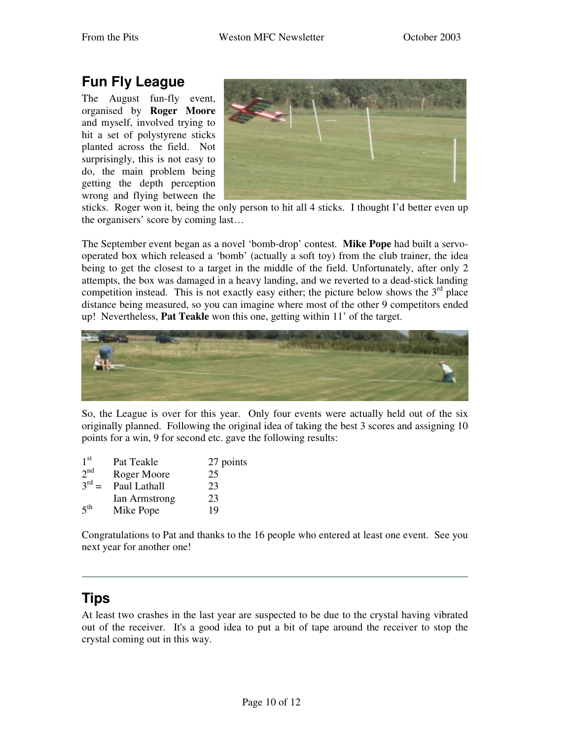## Fun Fly League

The August fun-fly event, organised by **Roger Moore** and myself, involved trying to hit a set of polystyrene sticks planted across the field. Not surprisingly, this is not easy to do, the main problem being getting the depth perception wrong and flying between the sticks. Roger won it, being the only person to hit all 4 sticks. I thought I'd better even up the organisers' score by coming last…

The September event began as a novel 'bomb-drop' contest. **Mike Pope** had built a servo-operated box which released a 'bomb' (actually a soft toy) from the club trainer, the idea being to get the closest to a target in the middle of the field. Unfortunately, after only 2 attempts, the box was damaged in a heavy landing, and we reverted to a dead-stick landing competition instead. This is not exactly easy either; the picture below shows the 3rd place distance being measured, so you can imagine where most of the other 9 competitors ended up! Nevertheless, **Pat Teakle** won this one, getting within 11' of the target.

So, the League is over for this year. Only four events were actually held out of the six originally planned. Following the original idea of taking the best 3 scores and assigning 10 points for a win, 9 for second etc. gave the following results:

| | | |
|---|---|---|
| 1st | Pat Teakle | 27 points |
| 2nd | Roger Moore | 25 |
| 3rd = | Paul Lathall | 23 |
| | Ian Armstrong | 23 |
| 5th | Mike Pope | 19 |

Congratulations to Pat and thanks to the 16 people who entered at least one event. See you next year for another one!

---

## Tips

At least two crashes in the last year are suspected to be due to the crystal having vibrated out of the receiver. It's a good idea to put a bit of tape around the receiver to stop the crystal coming out in this way.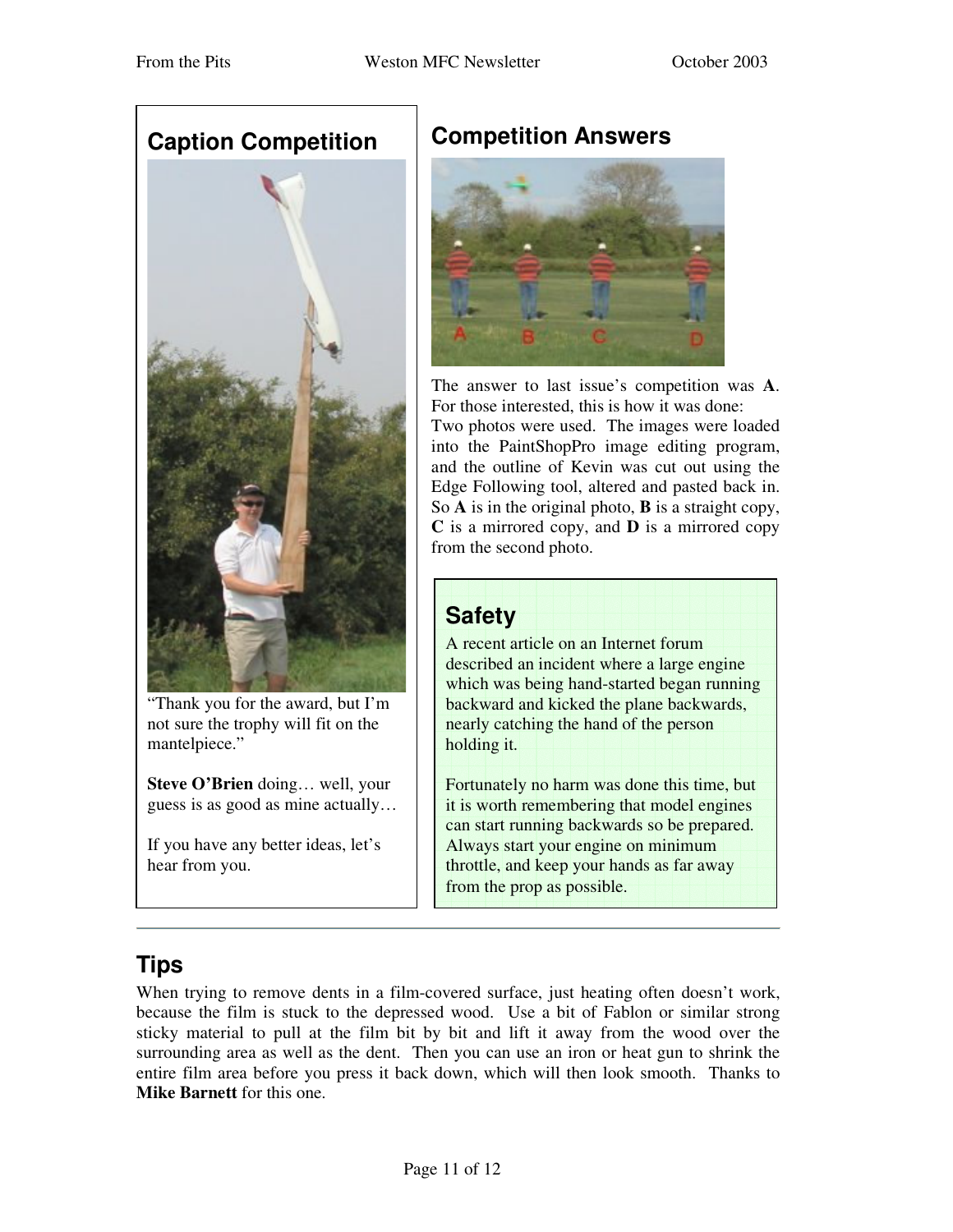## Caption Competition

“Thank you for the award, but I’m not sure the trophy will fit on the mantelpiece.”

**Steve O’Brien** doing… well, your guess is as good as mine actually…

If you have any better ideas, let’s hear from you.

## Competition Answers

The answer to last issue’s competition was **A**. For those interested, this is how it was done: Two photos were used. The images were loaded into the PaintShopPro image editing program, and the outline of Kevin was cut out using the Edge Following tool, altered and pasted back in. So **A** is in the original photo, **B** is a straight copy, **C** is a mirrored copy, and **D** is a mirrored copy from the second photo.

## Safety

A recent article on an Internet forum described an incident where a large engine which was being hand-started began running backward and kicked the plane backwards, nearly catching the hand of the person holding it.

Fortunately no harm was done this time, but it is worth remembering that model engines can start running backwards so be prepared. Always start your engine on minimum throttle, and keep your hands as far away from the prop as possible.

## Tips

When trying to remove dents in a film-covered surface, just heating often doesn’t work, because the film is stuck to the depressed wood. Use a bit of Fablon or similar strong sticky material to pull at the film bit by bit and lift it away from the wood over the surrounding area as well as the dent. Then you can use an iron or heat gun to shrink the entire film area before you press it back down, which will then look smooth. Thanks to **Mike Barnett** for this one.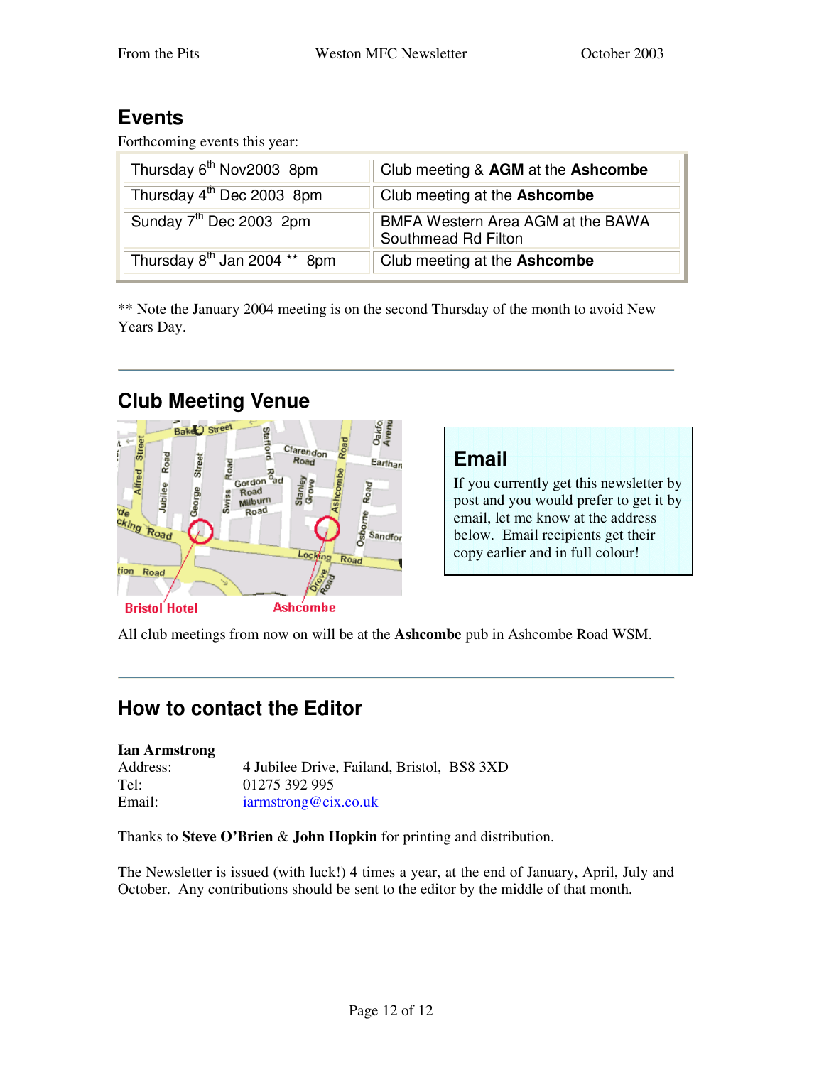## Events

Forthcoming events this year:

| | |
|---|---|
| Thursday 6th Nov2003 8pm | Club meeting & **AGM** at the **Ashcombe** |
| Thursday 4th Dec 2003 8pm | Club meeting at the **Ashcombe** |
| Sunday 7th Dec 2003 2pm | BMFA Western Area AGM at the BAWA Southmead Rd Filton |
| Thursday 8th Jan 2004 ** 8pm | Club meeting at the **Ashcombe** |

** Note the January 2004 meeting is on the second Thursday of the month to avoid New Years Day.

---

## Club Meeting Venue

Bristol Hotel

Ashcombe

All club meetings from now on will be at the **Ashcombe** pub in Ashcombe Road WSM.

## Email

If you currently get this newsletter by post and you would prefer to get it by email, let me know at the address below. Email recipients get their copy earlier and in full colour!

---

## How to contact the Editor

**Ian Armstrong**
Address: 4 Jubilee Drive, Failand, Bristol, BS8 3XD
Tel: 01275 392 995
Email: iarmstrong@cix.co.uk

Thanks to **Steve O'Brien** & **John Hopkin** for printing and distribution.

The Newsletter is issued (with luck!) 4 times a year, at the end of January, April, July and October. Any contributions should be sent to the editor by the middle of that month.